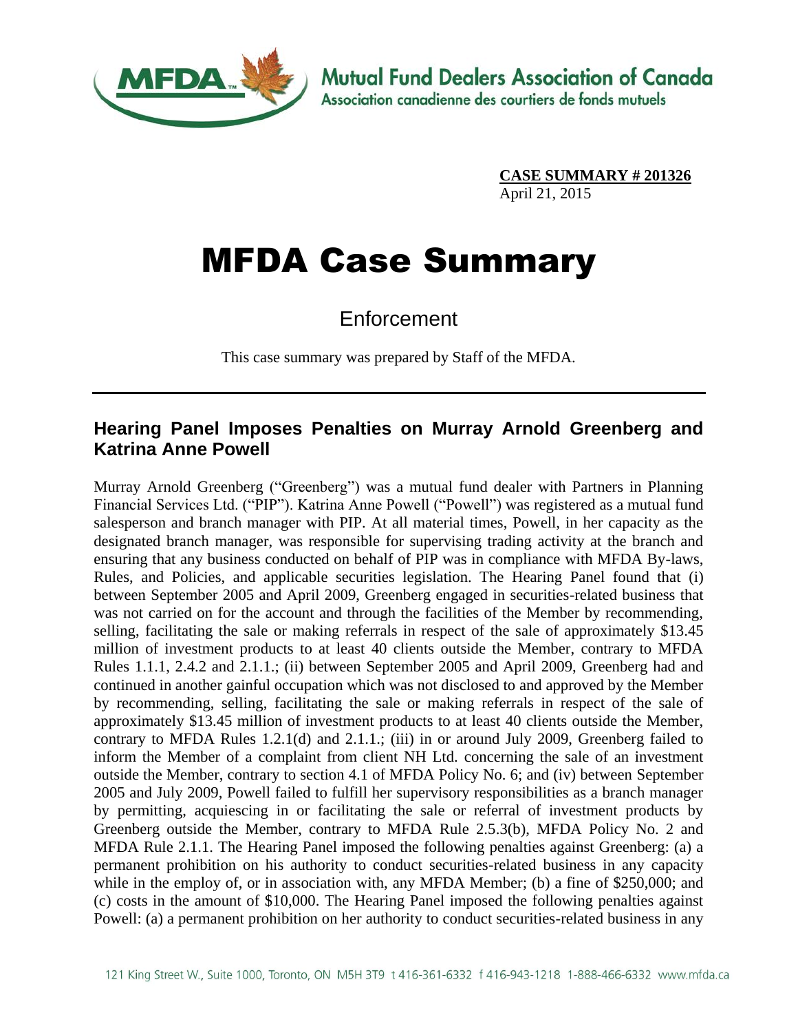Mutual Fund Dealers Association of Canada
Association canadienne des courtiers de fonds mutuels

**CASE SUMMARY # 201326**
April 21, 2015

# MFDA Case Summary

## Enforcement

This case summary was prepared by Staff of the MFDA.

---

### Hearing Panel Imposes Penalties on Murray Arnold Greenberg and Katrina Anne Powell

Murray Arnold Greenberg ("Greenberg") was a mutual fund dealer with Partners in Planning Financial Services Ltd. ("PIP"). Katrina Anne Powell ("Powell") was registered as a mutual fund salesperson and branch manager with PIP. At all material times, Powell, in her capacity as the designated branch manager, was responsible for supervising trading activity at the branch and ensuring that any business conducted on behalf of PIP was in compliance with MFDA By-laws, Rules, and Policies, and applicable securities legislation. The Hearing Panel found that (i) between September 2005 and April 2009, Greenberg engaged in securities-related business that was not carried on for the account and through the facilities of the Member by recommending, selling, facilitating the sale or making referrals in respect of the sale of approximately $13.45 million of investment products to at least 40 clients outside the Member, contrary to MFDA Rules 1.1.1, 2.4.2 and 2.1.1.; (ii) between September 2005 and April 2009, Greenberg had and continued in another gainful occupation which was not disclosed to and approved by the Member by recommending, selling, facilitating the sale or making referrals in respect of the sale of approximately $13.45 million of investment products to at least 40 clients outside the Member, contrary to MFDA Rules 1.2.1(d) and 2.1.1.; (iii) in or around July 2009, Greenberg failed to inform the Member of a complaint from client NH Ltd. concerning the sale of an investment outside the Member, contrary to section 4.1 of MFDA Policy No. 6; and (iv) between September 2005 and July 2009, Powell failed to fulfill her supervisory responsibilities as a branch manager by permitting, acquiescing in or facilitating the sale or referral of investment products by Greenberg outside the Member, contrary to MFDA Rule 2.5.3(b), MFDA Policy No. 2 and MFDA Rule 2.1.1. The Hearing Panel imposed the following penalties against Greenberg: (a) a permanent prohibition on his authority to conduct securities-related business in any capacity while in the employ of, or in association with, any MFDA Member; (b) a fine of $250,000; and (c) costs in the amount of $10,000. The Hearing Panel imposed the following penalties against Powell: (a) a permanent prohibition on her authority to conduct securities-related business in any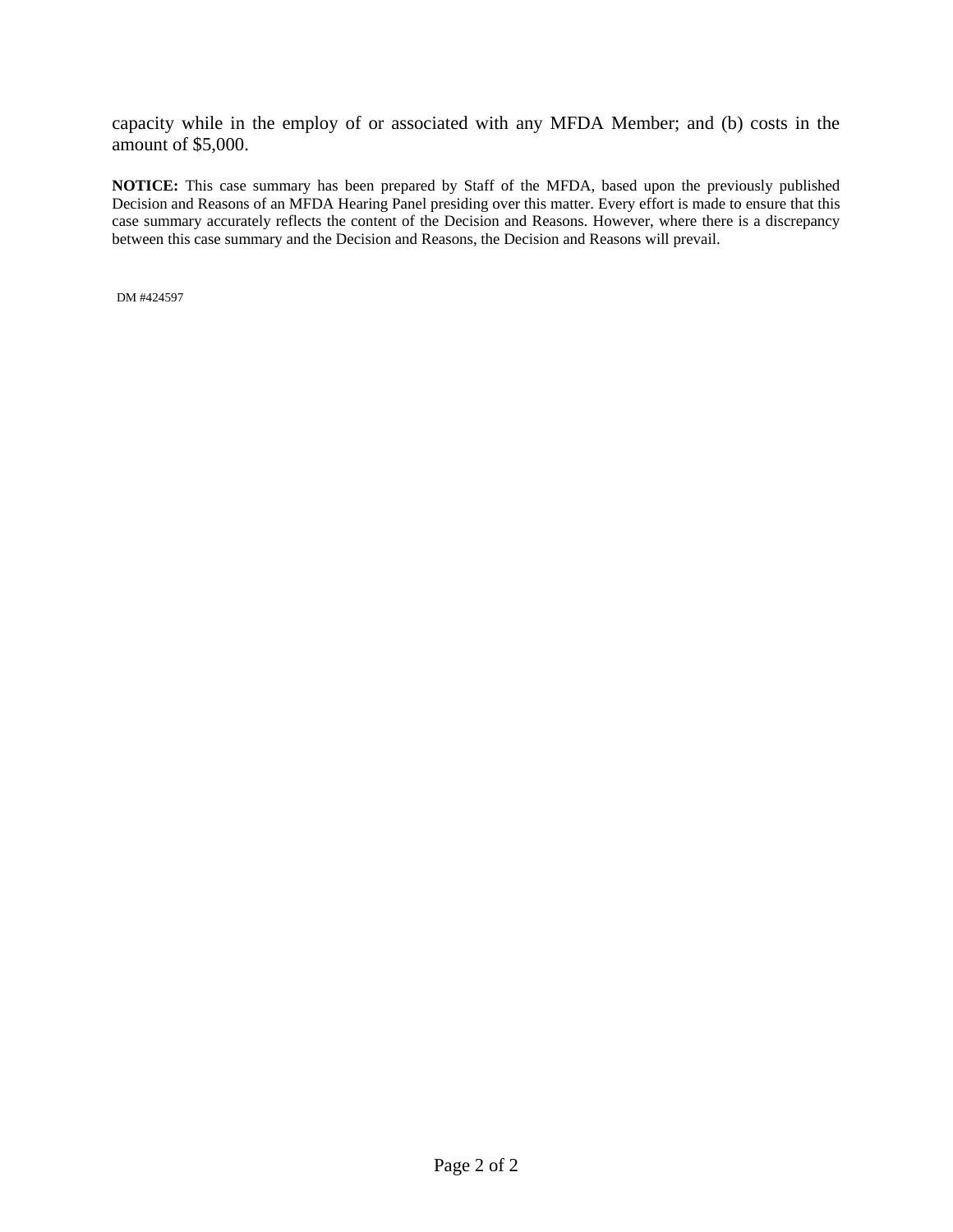capacity while in the employ of or associated with any MFDA Member; and (b) costs in the amount of $5,000.

**NOTICE:** This case summary has been prepared by Staff of the MFDA, based upon the previously published Decision and Reasons of an MFDA Hearing Panel presiding over this matter. Every effort is made to ensure that this case summary accurately reflects the content of the Decision and Reasons. However, where there is a discrepancy between this case summary and the Decision and Reasons, the Decision and Reasons will prevail.

DM #424597